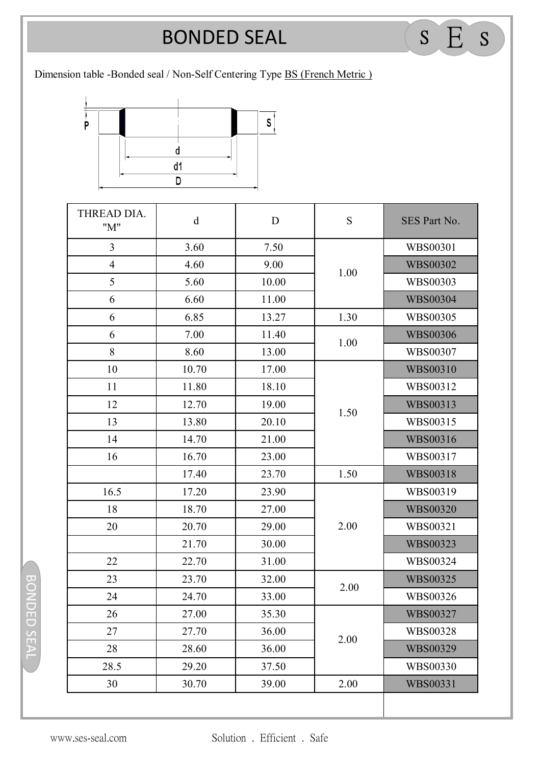# BONDED SEAL

Dimension table -Bonded seal / Non-Self Centering Type BS (French Metric )

P S d d1 D

| THREAD DIA. "M" | d | D | S | SES Part No. |
|---|---|---|---|---|
| 3 | 3.60 | 7.50 | 1.00 | WBS00301 |
| 4 | 4.60 | 9.00 | | WBS00302 |
| 5 | 5.60 | 10.00 | | WBS00303 |
| 6 | 6.60 | 11.00 | | WBS00304 |
| 6 | 6.85 | 13.27 | 1.30 | WBS00305 |
| 6 | 7.00 | 11.40 | 1.00 | WBS00306 |
| 8 | 8.60 | 13.00 | | WBS00307 |
| 10 | 10.70 | 17.00 | 1.50 | WBS00310 |
| 11 | 11.80 | 18.10 | | WBS00312 |
| 12 | 12.70 | 19.00 | | WBS00313 |
| 13 | 13.80 | 20.10 | | WBS00315 |
| 14 | 14.70 | 21.00 | | WBS00316 |
| 16 | 16.70 | 23.00 | | WBS00317 |
| | 17.40 | 23.70 | 1.50 | WBS00318 |
| 16.5 | 17.20 | 23.90 | 2.00 | WBS00319 |
| 18 | 18.70 | 27.00 | | WBS00320 |
| 20 | 20.70 | 29.00 | | WBS00321 |
| | 21.70 | 30.00 | | WBS00323 |
| 22 | 22.70 | 31.00 | | WBS00324 |
| 23 | 23.70 | 32.00 | 2.00 | WBS00325 |
| 24 | 24.70 | 33.00 | | WBS00326 |
| 26 | 27.00 | 35.30 | 2.00 | WBS00327 |
| 27 | 27.70 | 36.00 | | WBS00328 |
| 28 | 28.60 | 36.00 | | WBS00329 |
| 28.5 | 29.20 | 37.50 | | WBS00330 |
| 30 | 30.70 | 39.00 | 2.00 | WBS00331 |

www.ses-seal.com Solution . Efficient . Safe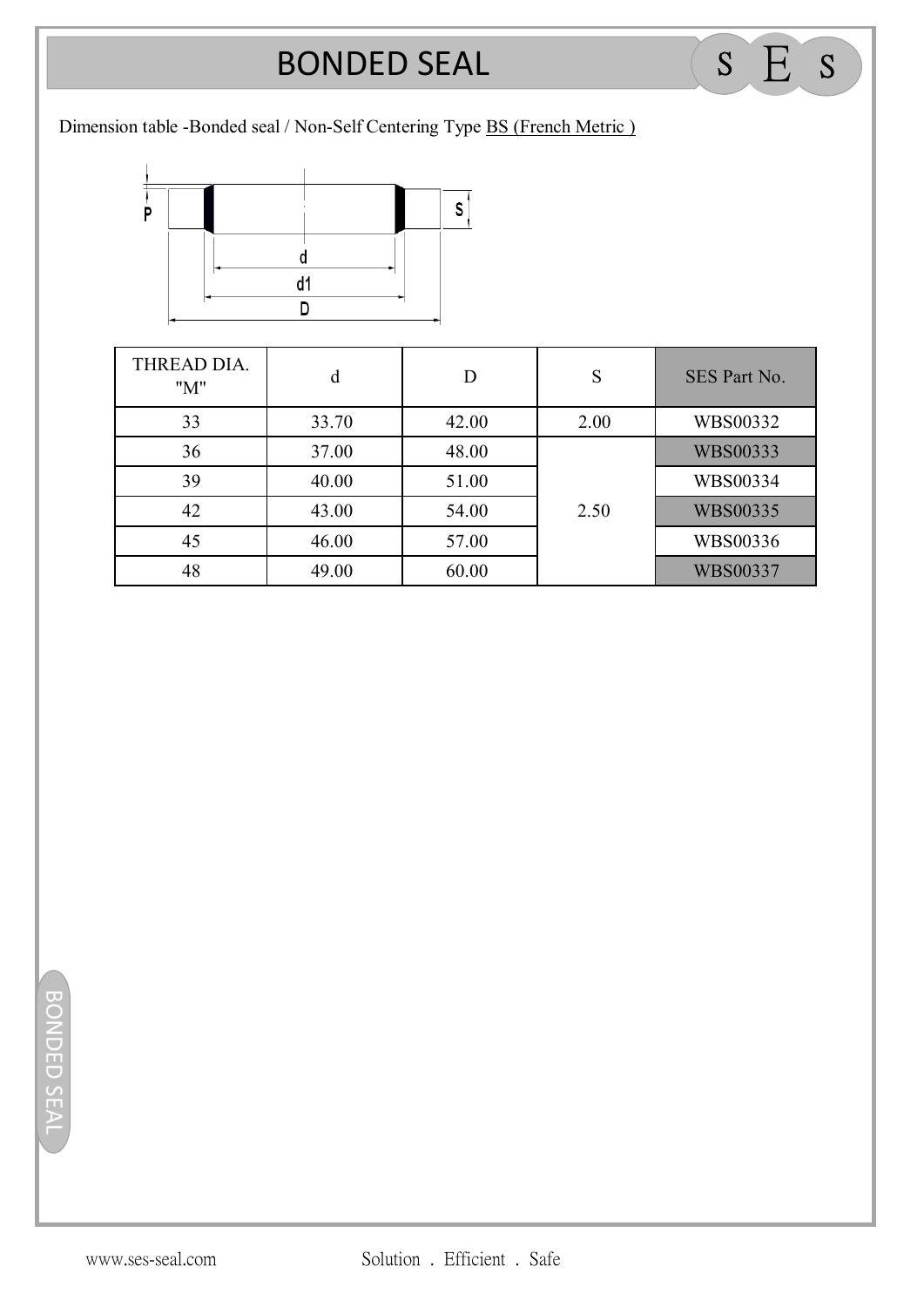# BONDED SEAL

Dimension table -Bonded seal / Non-Self Centering Type BS (French Metric )

P

S

d

d1

D

| THREAD DIA. "M" | d | D | S | SES Part No. |
|---|---|---|---|---|
| 33 | 33.70 | 42.00 | 2.00 | WBS00332 |
| 36 | 37.00 | 48.00 | 2.50 | WBS00333 |
| 39 | 40.00 | 51.00 | 2.50 | WBS00334 |
| 42 | 43.00 | 54.00 | 2.50 | WBS00335 |
| 45 | 46.00 | 57.00 | 2.50 | WBS00336 |
| 48 | 49.00 | 60.00 | 2.50 | WBS00337 |

www.ses-seal.com

Solution . Efficient . Safe